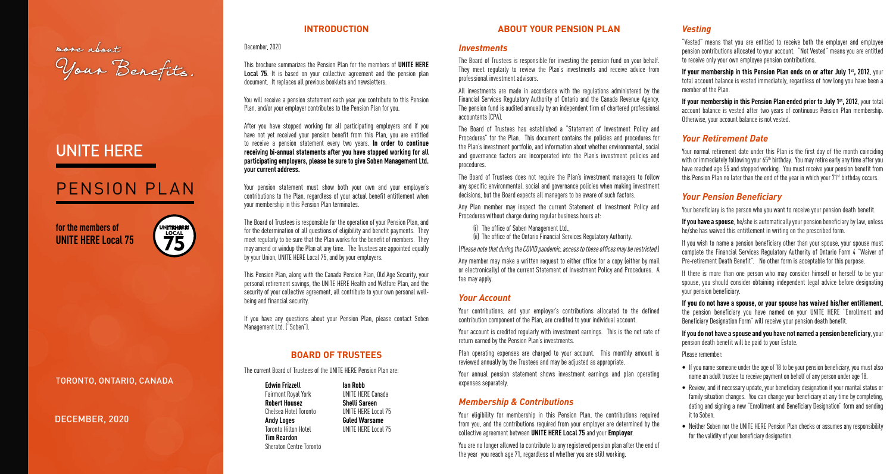*more about*
*Your Benefits.*

# UNITE HERE

# PENSION PLAN

**for the members of UNITE HERE Local 75**

TORONTO, ONTARIO, CANADA

DECEMBER, 2020

## INTRODUCTION

December, 2020

This brochure summarizes the Pension Plan for the members of **UNITE HERE Local 75**. It is based on your collective agreement and the pension plan document. It replaces all previous booklets and newsletters.

You will receive a pension statement each year you contribute to this Pension Plan, and/or your employer contributes to the Pension Plan for you.

After you have stopped working for all participating employers and if you have not yet received your pension benefit from this Plan, you are entitled to receive a pension statement every two years. **In order to continue receiving bi-annual statements after you have stopped working for all participating employers, please be sure to give Soben Management Ltd. your current address.**

Your pension statement must show both your own and your employer's contributions to the Plan, regardless of your actual benefit entitlement when your membership in this Pension Plan terminates.

The Board of Trustees is responsible for the operation of your Pension Plan, and for the determination of all questions of eligibility and benefit payments. They meet regularly to be sure that the Plan works for the benefit of members. They may amend or windup the Plan at any time. The Trustees are appointed equally by your Union, UNITE HERE Local 75, and by your employers.

This Pension Plan, along with the Canada Pension Plan, Old Age Security, your personal retirement savings, the UNITE HERE Health and Welfare Plan, and the security of your collective agreement, all contribute to your own personal well-being and financial security.

If you have any questions about your Pension Plan, please contact Soben Management Ltd. ("Soben").

## BOARD OF TRUSTEES

The current Board of Trustees of the UNITE HERE Pension Plan are:

| | |
|---|---|
| **Edwin Frizzell**<br>Fairmont Royal York | **Ian Robb**<br>UNITE HERE Canada |
| **Robert Housez**<br>Chelsea Hotel Toronto | **Shelli Sareen**<br>UNITE HERE Local 75 |
| **Andy Loges**<br>Toronto Hilton Hotel | **Guled Warsame**<br>UNITE HERE Local 75 |
| **Tim Reardon**<br>Sheraton Centre Toronto | |

## ABOUT YOUR PENSION PLAN

### *Investments*

The Board of Trustees is responsible for investing the pension fund on your behalf. They meet regularly to review the Plan's investments and receive advice from professional investment advisors.

All investments are made in accordance with the regulations administered by the Financial Services Regulatory Authority of Ontario and the Canada Revenue Agency. The pension fund is audited annually by an independent firm of chartered professional accountants (CPA).

The Board of Trustees has established a "Statement of Investment Policy and Procedures" for the Plan. This document contains the policies and procedures for the Plan's investment portfolio, and information about whether environmental, social and governance factors are incorporated into the Plan's investment policies and procedures.

The Board of Trustees does not require the Plan's investment managers to follow any specific environmental, social and governance policies when making investment decisions, but the Board expects all managers to be aware of such factors.

Any Plan member may inspect the current Statement of Investment Policy and Procedures without charge during regular business hours at:

(i) The office of Soben Management Ltd.,
(ii) The office of the Ontario Financial Services Regulatory Authority.

(*Please note that during the COVID pandemic, access to these offices may be restricted.*)

Any member may make a written request to either office for a copy (either by mail or electronically) of the current Statement of Investment Policy and Procedures. A fee may apply.

### *Your Account*

Your contributions, and your employer's contributions allocated to the defined contribution component of the Plan, are credited to your individual account.

Your account is credited regularly with investment earnings. This is the net rate of return earned by the Pension Plan's investments.

Plan operating expenses are charged to your account. This monthly amount is reviewed annually by the Trustees and may be adjusted as appropriate.

Your annual pension statement shows investment earnings and plan operating expenses separately.

### *Membership & Contributions*

Your eligibility for membership in this Pension Plan, the contributions required from you, and the contributions required from your employer are determined by the collective agreement between **UNITE HERE Local 75** and your **Employer**.

You are no longer allowed to contribute to any registered pension plan after the end of the year you reach age 71, regardless of whether you are still working.

### *Vesting*

"Vested" means that you are entitled to receive both the employer and employee pension contributions allocated to your account. "Not Vested" means you are entitled to receive only your own employee pension contributions.

**If your membership in this Pension Plan ends on or after July 1st, 2012**, your total account balance is vested immediately, regardless of how long you have been a member of the Plan.

**If your membership in this Pension Plan ended prior to July 1st, 2012**, your total account balance is vested after two years of continuous Pension Plan membership. Otherwise, your account balance is not vested.

### *Your Retirement Date*

Your normal retirement date under this Plan is the first day of the month coinciding with or immediately following your 65th birthday. You may retire early any time after you have reached age 55 and stopped working. You must receive your pension benefit from this Pension Plan no later than the end of the year in which your 71st birthday occurs.

### *Your Pension Beneficiary*

Your beneficiary is the person who you want to receive your pension death benefit.

**If you have a spouse**, he/she is automatically your pension beneficiary by law, unless he/she has waived this entitlement in writing on the prescribed form.

If you wish to name a pension beneficiary other than your spouse, your spouse must complete the Financial Services Regulatory Authority of Ontario Form 4 "Waiver of Pre-retirement Death Benefit". No other form is acceptable for this purpose.

If there is more than one person who may consider himself or herself to be your spouse, you should consider obtaining independent legal advice before designating your pension beneficiary.

**If you do not have a spouse, or your spouse has waived his/her entitlement**, the pension beneficiary you have named on your UNITE HERE "Enrollment and Beneficiary Designation Form" will receive your pension death benefit.

**If you do not have a spouse and you have not named a pension beneficiary**, your pension death benefit will be paid to your Estate.

Please remember:

- If you name someone under the age of 18 to be your pension beneficiary, you must also name an adult trustee to receive payment on behalf of any person under age 18.
- Review, and if necessary update, your beneficiary designation if your marital status or family situation changes. You can change your beneficiary at any time by completing, dating and signing a new "Enrollment and Beneficiary Designation" form and sending it to Soben.
- Neither Soben nor the UNITE HERE Pension Plan checks or assumes any responsibility for the validity of your beneficiary designation.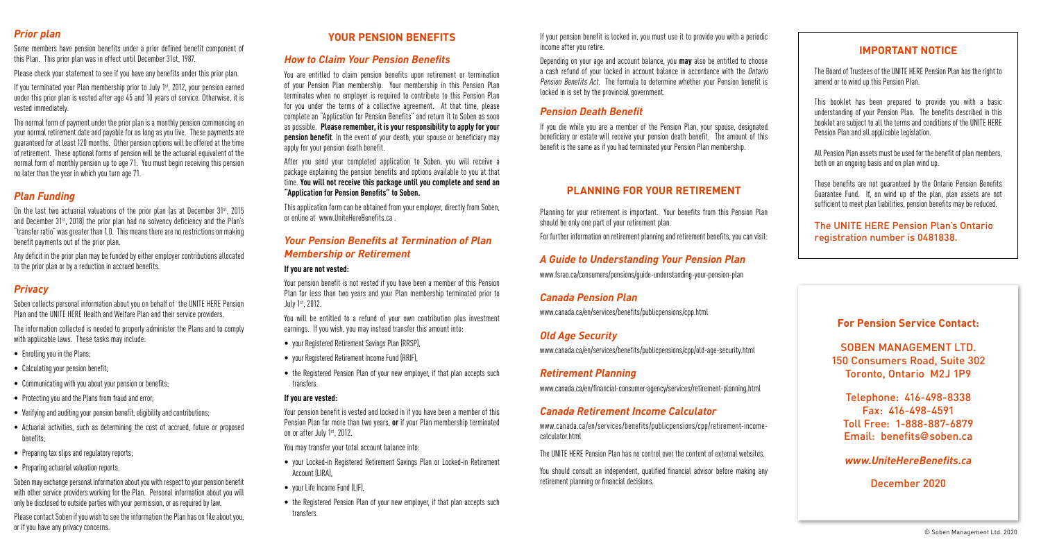## *Prior plan*

Some members have pension benefits under a prior defined benefit component of this Plan. This prior plan was in effect until December 31st, 1987.

Please check your statement to see if you have any benefits under this prior plan.

If you terminated your Plan membership prior to July 1st, 2012, your pension earned under this prior plan is vested after age 45 and 10 years of service. Otherwise, it is vested immediately.

The normal form of payment under the prior plan is a monthly pension commencing on your normal retirement date and payable for as long as you live. These payments are guaranteed for at least 120 months. Other pension options will be offered at the time of retirement. These optional forms of pension will be the actuarial equivalent of the normal form of monthly pension up to age 71. You must begin receiving this pension no later than the year in which you turn age 71.

## *Plan Funding*

On the last two actuarial valuations of the prior plan (as at December 31st, 2015 and December 31st, 2018) the prior plan had no solvency deficiency and the Plan's "transfer ratio" was greater than 1.0. This means there are no restrictions on making benefit payments out of the prior plan.

Any deficit in the prior plan may be funded by either employer contributions allocated to the prior plan or by a reduction in accrued benefits.

## *Privacy*

Soben collects personal information about you on behalf of the UNITE HERE Pension Plan and the UNITE HERE Health and Welfare Plan and their service providers.

The information collected is needed to properly administer the Plans and to comply with applicable laws. These tasks may include:

- Enrolling you in the Plans;
- Calculating your pension benefit;
- Communicating with you about your pension or benefits;
- Protecting you and the Plans from fraud and error;
- Verifying and auditing your pension benefit, eligibility and contributions;
- Actuarial activities, such as determining the cost of accrued, future or proposed benefits;
- Preparing tax slips and regulatory reports;
- Preparing actuarial valuation reports.

Soben may exchange personal information about you with respect to your pension benefit with other service providers working for the Plan. Personal information about you will only be disclosed to outside parties with your permission, or as required by law.

Please contact Soben if you wish to see the information the Plan has on file about you, or if you have any privacy concerns.

# YOUR PENSION BENEFITS

## *How to Claim Your Pension Benefits*

You are entitled to claim pension benefits upon retirement or termination of your Pension Plan membership. Your membership in this Pension Plan terminates when no employer is required to contribute to this Pension Plan for you under the terms of a collective agreement. At that time, please complete an "Application for Pension Benefits" and return it to Soben as soon as possible. **Please remember, it is your responsibility to apply for your pension benefit**. In the event of your death, your spouse or beneficiary may apply for your pension death benefit.

After you send your completed application to Soben, you will receive a package explaining the pension benefits and options available to you at that time. **You will not receive this package until you complete and send an "Application for Pension Benefits" to Soben.**

This application form can be obtained from your employer, directly from Soben, or online at www.UniteHereBenefits.ca .

## *Your Pension Benefits at Termination of Plan Membership or Retirement*

**If you are not vested:**

Your pension benefit is not vested if you have been a member of this Pension Plan for less than two years and your Plan membership terminated prior to July 1st, 2012.

You will be entitled to a refund of your own contribution plus investment earnings. If you wish, you may instead transfer this amount into:

- your Registered Retirement Savings Plan (RRSP),
- your Registered Retirement Income Fund (RRIF),
- the Registered Pension Plan of your new employer, if that plan accepts such transfers.

**If you are vested:**

Your pension benefit is vested and locked in if you have been a member of this Pension Plan for more than two years, **or** if your Plan membership terminated on or after July 1st, 2012.

You may transfer your total account balance into:

- your Locked-in Registered Retirement Savings Plan or Locked-in Retirement Account (LIRA),
- your Life Income Fund (LIF),
- the Registered Pension Plan of your new employer, if that plan accepts such transfers.

If your pension benefit is locked in, you must use it to provide you with a periodic income after you retire.

Depending on your age and account balance, you **may** also be entitled to choose a cash refund of your locked in account balance in accordance with the *Ontario Pension Benefits Act*. The formula to determine whether your Pension benefit is locked in is set by the provincial government.

## *Pension Death Benefit*

If you die while you are a member of the Pension Plan, your spouse, designated beneficiary or estate will receive your pension death benefit. The amount of this benefit is the same as if you had terminated your Pension Plan membership.

# PLANNING FOR YOUR RETIREMENT

Planning for your retirement is important. Your benefits from this Pension Plan should be only one part of your retirement plan.

For further information on retirement planning and retirement benefits, you can visit:

## *A Guide to Understanding Your Pension Plan*

www.fsrao.ca/consumers/pensions/guide-understanding-your-pension-plan

## *Canada Pension Plan*

www.canada.ca/en/services/benefits/publicpensions/cpp.html

## *Old Age Security*

www.canada.ca/en/services/benefits/publicpensions/cpp/old-age-security.html

## *Retirement Planning*

www.canada.ca/en/financial-consumer-agency/services/retirement-planning.html

## *Canada Retirement Income Calculator*

www.canada.ca/en/services/benefits/publicpensions/cpp/retirement-income-calculator.html

The UNITE HERE Pension Plan has no control over the content of external websites.

You should consult an independent, qualified financial advisor before making any retirement planning or financial decisions.

# IMPORTANT NOTICE

The Board of Trustees of the UNITE HERE Pension Plan has the right to amend or to wind up this Pension Plan.

This booklet has been prepared to provide you with a basic understanding of your Pension Plan. The benefits described in this booklet are subject to all the terms and conditions of the UNITE HERE Pension Plan and all applicable legislation.

All Pension Plan assets must be used for the benefit of plan members, both on an ongoing basis and on plan wind up.

These benefits are not guaranteed by the Ontario Pension Benefits Guarantee Fund. If, on wind up of the plan, plan assets are not sufficient to meet plan liabilities, pension benefits may be reduced.

The UNITE HERE Pension Plan's Ontario registration number is 0481838.

**For Pension Service Contact:**

SOBEN MANAGEMENT LTD.
150 Consumers Road, Suite 302
Toronto, Ontario M2J 1P9

Telephone: 416-498-8338
Fax: 416-498-4591
Toll Free: 1-888-887-6879
Email: benefits@soben.ca

***www.UniteHereBenefits.ca***

December 2020

© Soben Management Ltd. 2020